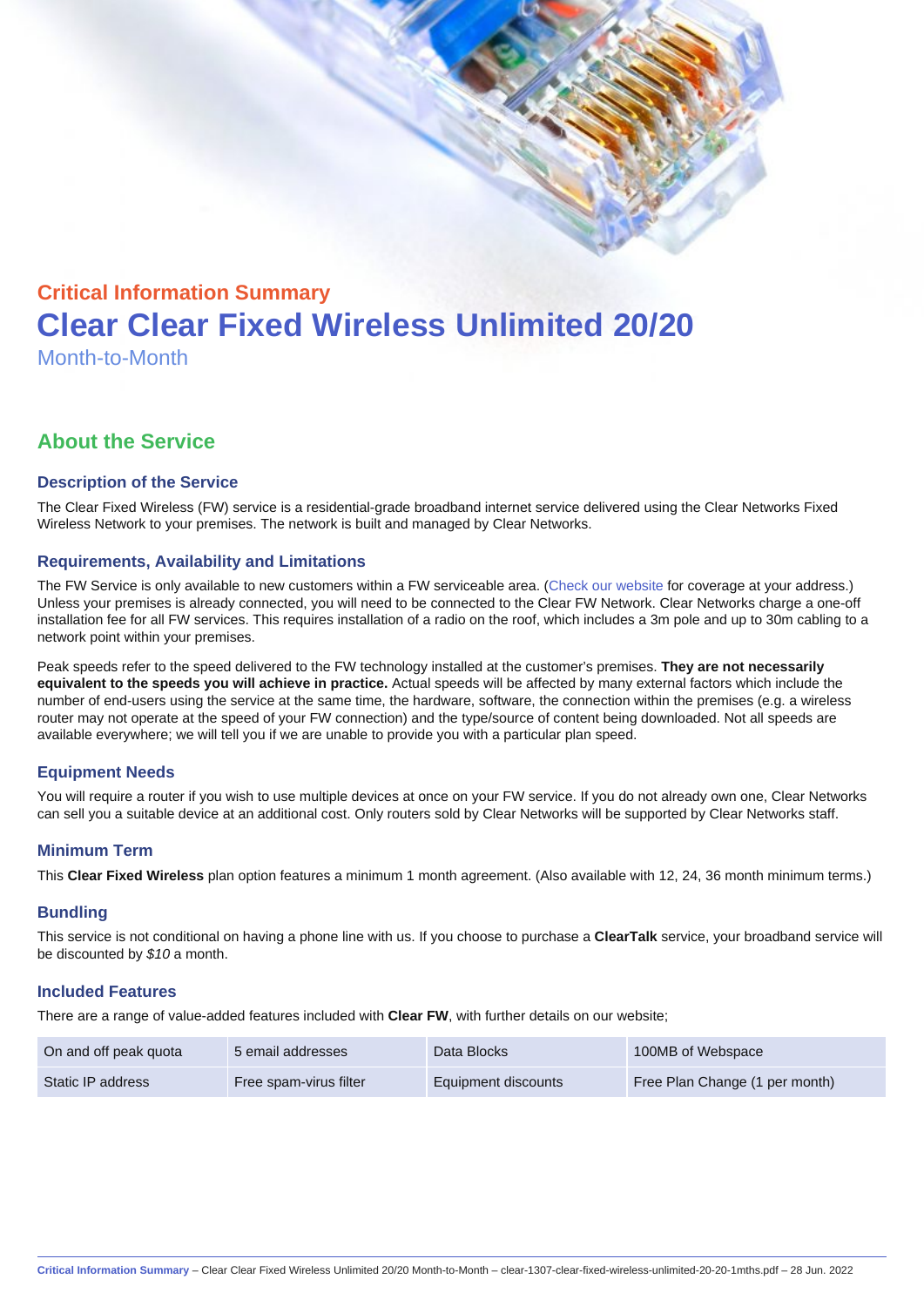## Critical Information Summary

# Clear Clear Fixed Wireless Unlimited 20/20

Month-to-Month

## About the Service

### Description of the Service

The Clear Fixed Wireless (FW) service is a residential-grade broadband internet service delivered using the Clear Networks Fixed Wireless Network to your premises. The network is built and managed by Clear Networks.

### Requirements, Availability and Limitations

The FW Service is only available to new customers within a FW serviceable area. (Check our website for coverage at your address.) Unless your premises is already connected, you will need to be connected to the Clear FW Network. Clear Networks charge a one-off installation fee for all FW services. This requires installation of a radio on the roof, which includes a 3m pole and up to 30m cabling to a network point within your premises.

Peak speeds refer to the speed delivered to the FW technology installed at the customer's premises. **They are not necessarily equivalent to the speeds you will achieve in practice.** Actual speeds will be affected by many external factors which include the number of end-users using the service at the same time, the hardware, software, the connection within the premises (e.g. a wireless router may not operate at the speed of your FW connection) and the type/source of content being downloaded. Not all speeds are available everywhere; we will tell you if we are unable to provide you with a particular plan speed.

### Equipment Needs

You will require a router if you wish to use multiple devices at once on your FW service. If you do not already own one, Clear Networks can sell you a suitable device at an additional cost. Only routers sold by Clear Networks will be supported by Clear Networks staff.

### Minimum Term

This **Clear Fixed Wireless** plan option features a minimum 1 month agreement. (Also available with 12, 24, 36 month minimum terms.)

### Bundling

This service is not conditional on having a phone line with us. If you choose to purchase a **ClearTalk** service, your broadband service will be discounted by *$10* a month.

### Included Features

There are a range of value-added features included with **Clear FW**, with further details on our website;

| | | | |
|---|---|---|---|
| On and off peak quota | 5 email addresses | Data Blocks | 100MB of Webspace |
| Static IP address | Free spam-virus filter | Equipment discounts | Free Plan Change (1 per month) |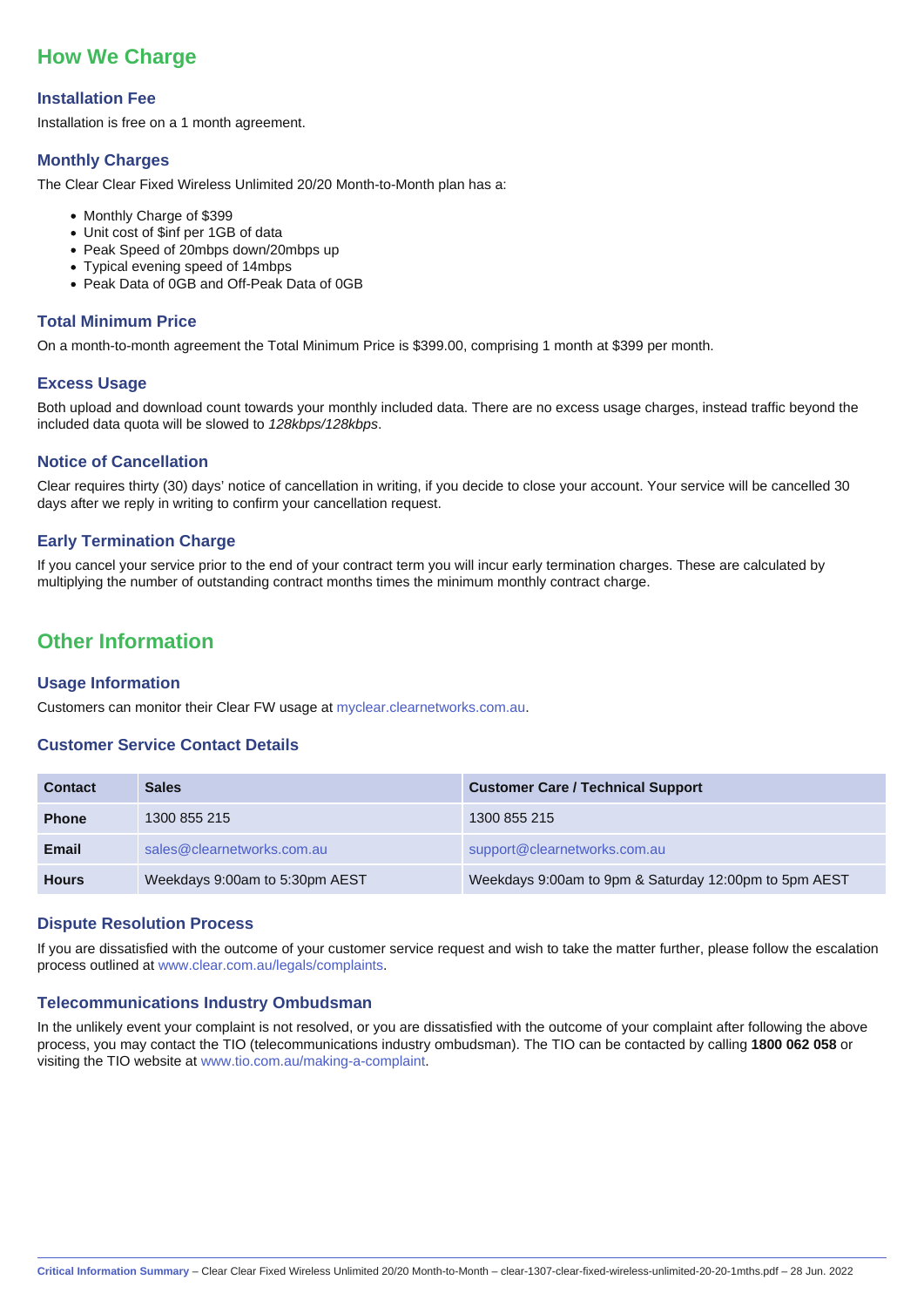## How We Charge

### Installation Fee

Installation is free on a 1 month agreement.

### Monthly Charges

The Clear Clear Fixed Wireless Unlimited 20/20 Month-to-Month plan has a:

- Monthly Charge of $399
- Unit cost of $inf per 1GB of data
- Peak Speed of 20mbps down/20mbps up
- Typical evening speed of 14mbps
- Peak Data of 0GB and Off-Peak Data of 0GB

### Total Minimum Price

On a month-to-month agreement the Total Minimum Price is $399.00, comprising 1 month at $399 per month.

### Excess Usage

Both upload and download count towards your monthly included data. There are no excess usage charges, instead traffic beyond the included data quota will be slowed to *128kbps/128kbps*.

### Notice of Cancellation

Clear requires thirty (30) days' notice of cancellation in writing, if you decide to close your account. Your service will be cancelled 30 days after we reply in writing to confirm your cancellation request.

### Early Termination Charge

If you cancel your service prior to the end of your contract term you will incur early termination charges. These are calculated by multiplying the number of outstanding contract months times the minimum monthly contract charge.

## Other Information

### Usage Information

Customers can monitor their Clear FW usage at myclear.clearnetworks.com.au.

### Customer Service Contact Details

| Contact | Sales | Customer Care / Technical Support |
|---|---|---|
| **Phone** | 1300 855 215 | 1300 855 215 |
| **Email** | sales@clearnetworks.com.au | support@clearnetworks.com.au |
| **Hours** | Weekdays 9:00am to 5:30pm AEST | Weekdays 9:00am to 9pm & Saturday 12:00pm to 5pm AEST |

### Dispute Resolution Process

If you are dissatisfied with the outcome of your customer service request and wish to take the matter further, please follow the escalation process outlined at www.clear.com.au/legals/complaints.

### Telecommunications Industry Ombudsman

In the unlikely event your complaint is not resolved, or you are dissatisfied with the outcome of your complaint after following the above process, you may contact the TIO (telecommunications industry ombudsman). The TIO can be contacted by calling **1800 062 058** or visiting the TIO website at www.tio.com.au/making-a-complaint.